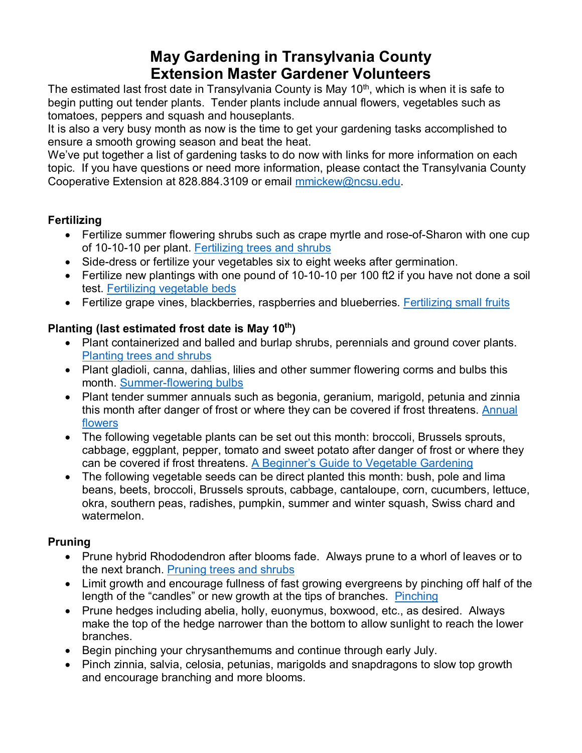# May Gardening in Transylvania County
# Extension Master Gardener Volunteers

The estimated last frost date in Transylvania County is May 10th, which is when it is safe to begin putting out tender plants. Tender plants include annual flowers, vegetables such as tomatoes, peppers and squash and houseplants.

It is also a very busy month as now is the time to get your gardening tasks accomplished to ensure a smooth growing season and beat the heat.

We've put together a list of gardening tasks to do now with links for more information on each topic. If you have questions or need more information, please contact the Transylvania County Cooperative Extension at 828.884.3109 or email mmickew@ncsu.edu.

**Fertilizing**

- Fertilize summer flowering shrubs such as crape myrtle and rose-of-Sharon with one cup of 10-10-10 per plant. Fertilizing trees and shrubs
- Side-dress or fertilize your vegetables six to eight weeks after germination.
- Fertilize new plantings with one pound of 10-10-10 per 100 ft2 if you have not done a soil test. Fertilizing vegetable beds
- Fertilize grape vines, blackberries, raspberries and blueberries. Fertilizing small fruits

**Planting (last estimated frost date is May 10th)**

- Plant containerized and balled and burlap shrubs, perennials and ground cover plants. Planting trees and shrubs
- Plant gladioli, canna, dahlias, lilies and other summer flowering corms and bulbs this month. Summer-flowering bulbs
- Plant tender summer annuals such as begonia, geranium, marigold, petunia and zinnia this month after danger of frost or where they can be covered if frost threatens. Annual flowers
- The following vegetable plants can be set out this month: broccoli, Brussels sprouts, cabbage, eggplant, pepper, tomato and sweet potato after danger of frost or where they can be covered if frost threatens. A Beginner's Guide to Vegetable Gardening
- The following vegetable seeds can be direct planted this month: bush, pole and lima beans, beets, broccoli, Brussels sprouts, cabbage, cantaloupe, corn, cucumbers, lettuce, okra, southern peas, radishes, pumpkin, summer and winter squash, Swiss chard and watermelon.

**Pruning**

- Prune hybrid Rhododendron after blooms fade. Always prune to a whorl of leaves or to the next branch. Pruning trees and shrubs
- Limit growth and encourage fullness of fast growing evergreens by pinching off half of the length of the "candles" or new growth at the tips of branches. Pinching
- Prune hedges including abelia, holly, euonymus, boxwood, etc., as desired. Always make the top of the hedge narrower than the bottom to allow sunlight to reach the lower branches.
- Begin pinching your chrysanthemums and continue through early July.
- Pinch zinnia, salvia, celosia, petunias, marigolds and snapdragons to slow top growth and encourage branching and more blooms.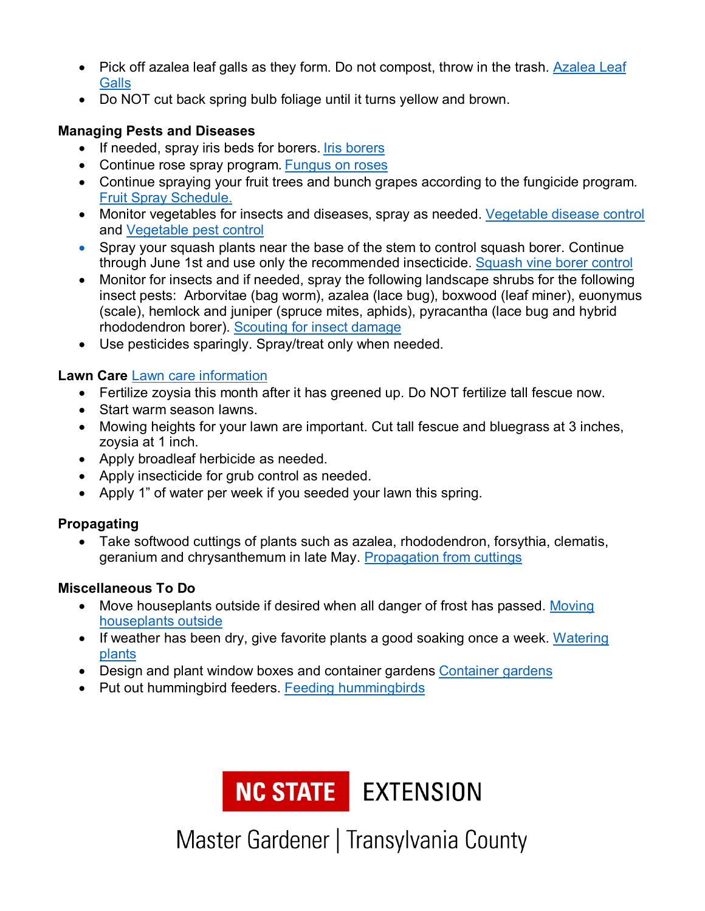- Pick off azalea leaf galls as they form. Do not compost, throw in the trash. Azalea Leaf Galls
- Do NOT cut back spring bulb foliage until it turns yellow and brown.

**Managing Pests and Diseases**

- If needed, spray iris beds for borers. Iris borers
- Continue rose spray program. Fungus on roses
- Continue spraying your fruit trees and bunch grapes according to the fungicide program. Fruit Spray Schedule.
- Monitor vegetables for insects and diseases, spray as needed. Vegetable disease control and Vegetable pest control
- Spray your squash plants near the base of the stem to control squash borer. Continue through June 1st and use only the recommended insecticide. Squash vine borer control
- Monitor for insects and if needed, spray the following landscape shrubs for the following insect pests: Arborvitae (bag worm), azalea (lace bug), boxwood (leaf miner), euonymus (scale), hemlock and juniper (spruce mites, aphids), pyracantha (lace bug and hybrid rhododendron borer). Scouting for insect damage
- Use pesticides sparingly. Spray/treat only when needed.

**Lawn Care** Lawn care information

- Fertilize zoysia this month after it has greened up. Do NOT fertilize tall fescue now.
- Start warm season lawns.
- Mowing heights for your lawn are important. Cut tall fescue and bluegrass at 3 inches, zoysia at 1 inch.
- Apply broadleaf herbicide as needed.
- Apply insecticide for grub control as needed.
- Apply 1" of water per week if you seeded your lawn this spring.

**Propagating**

- Take softwood cuttings of plants such as azalea, rhododendron, forsythia, clematis, geranium and chrysanthemum in late May. Propagation from cuttings

**Miscellaneous To Do**

- Move houseplants outside if desired when all danger of frost has passed. Moving houseplants outside
- If weather has been dry, give favorite plants a good soaking once a week. Watering plants
- Design and plant window boxes and container gardens Container gardens
- Put out hummingbird feeders. Feeding hummingbirds

NC STATE EXTENSION

Master Gardener | Transylvania County